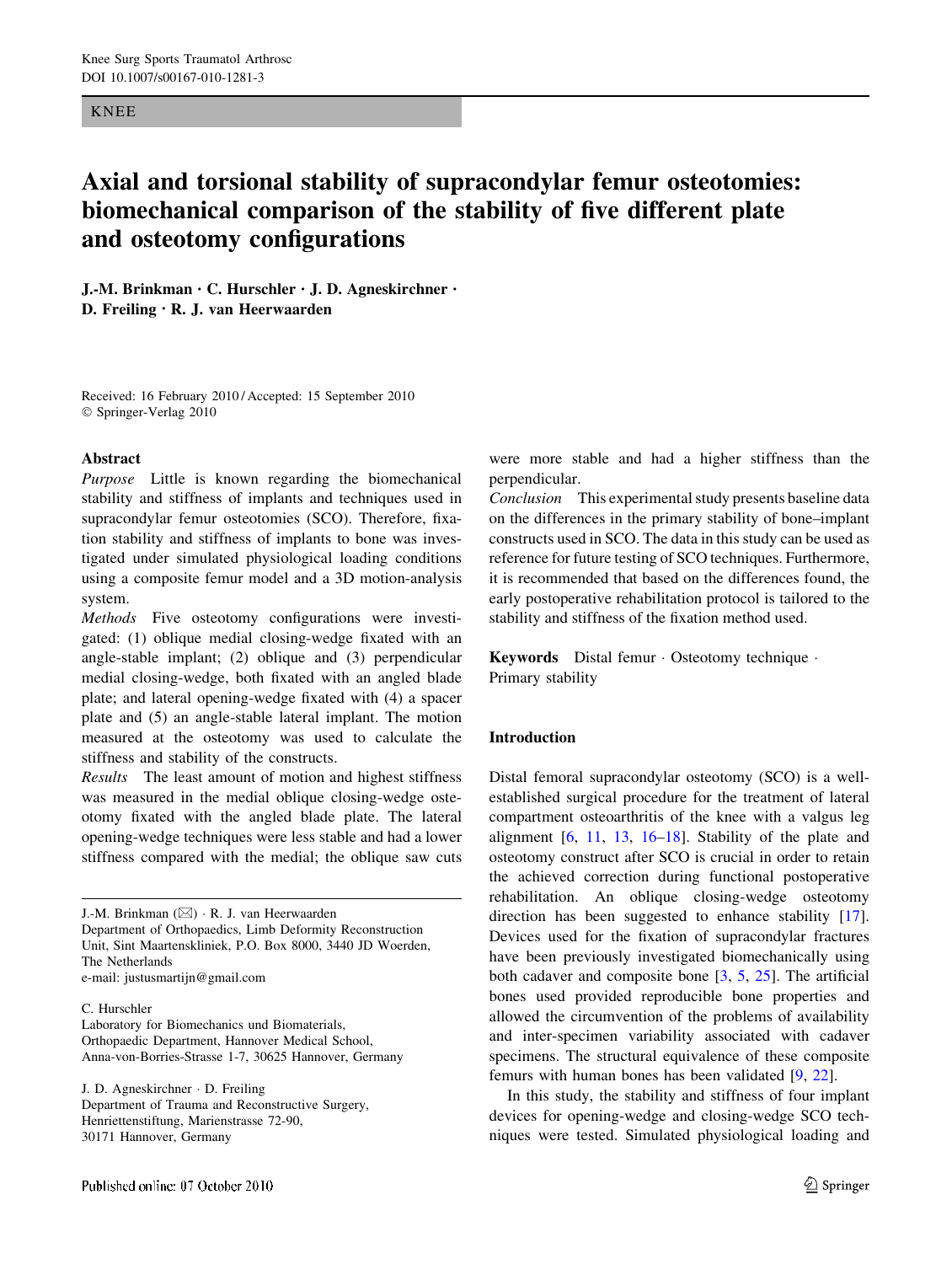KNEE

# Axial and torsional stability of supracondylar femur osteotomies: biomechanical comparison of the stability of five different plate and osteotomy configurations

**J.-M. Brinkman · C. Hurschler · J. D. Agneskirchner · D. Freiling · R. J. van Heerwaarden**

Received: 16 February 2010 / Accepted: 15 September 2010
© Springer-Verlag 2010

## Abstract

*Purpose* Little is known regarding the biomechanical stability and stiffness of implants and techniques used in supracondylar femur osteotomies (SCO). Therefore, fixation stability and stiffness of implants to bone was investigated under simulated physiological loading conditions using a composite femur model and a 3D motion-analysis system.

*Methods* Five osteotomy configurations were investigated: (1) oblique medial closing-wedge fixated with an angle-stable implant; (2) oblique and (3) perpendicular medial closing-wedge, both fixated with an angled blade plate; and lateral opening-wedge fixated with (4) a spacer plate and (5) an angle-stable lateral implant. The motion measured at the osteotomy was used to calculate the stiffness and stability of the constructs.

*Results* The least amount of motion and highest stiffness was measured in the medial oblique closing-wedge osteotomy fixated with the angled blade plate. The lateral opening-wedge techniques were less stable and had a lower stiffness compared with the medial; the oblique saw cuts were more stable and had a higher stiffness than the perpendicular.

*Conclusion* This experimental study presents baseline data on the differences in the primary stability of bone–implant constructs used in SCO. The data in this study can be used as reference for future testing of SCO techniques. Furthermore, it is recommended that based on the differences found, the early postoperative rehabilitation protocol is tailored to the stability and stiffness of the fixation method used.

**Keywords** Distal femur · Osteotomy technique · Primary stability

J.-M. Brinkman (✉) · R. J. van Heerwaarden
Department of Orthopaedics, Limb Deformity Reconstruction Unit, Sint Maartenskliniek, P.O. Box 8000, 3440 JD Woerden, The Netherlands
e-mail: justusmartijn@gmail.com

C. Hurschler
Laboratory for Biomechanics und Biomaterials, Orthopaedic Department, Hannover Medical School, Anna-von-Borries-Strasse 1-7, 30625 Hannover, Germany

J. D. Agneskirchner · D. Freiling
Department of Trauma and Reconstructive Surgery, Henriettenstiftung, Marienstrasse 72-90, 30171 Hannover, Germany

## Introduction

Distal femoral supracondylar osteotomy (SCO) is a well-established surgical procedure for the treatment of lateral compartment osteoarthritis of the knee with a valgus leg alignment [6, 11, 13, 16–18]. Stability of the plate and osteotomy construct after SCO is crucial in order to retain the achieved correction during functional postoperative rehabilitation. An oblique closing-wedge osteotomy direction has been suggested to enhance stability [17]. Devices used for the fixation of supracondylar fractures have been previously investigated biomechanically using both cadaver and composite bone [3, 5, 25]. The artificial bones used provided reproducible bone properties and allowed the circumvention of the problems of availability and inter-specimen variability associated with cadaver specimens. The structural equivalence of these composite femurs with human bones has been validated [9, 22].

In this study, the stability and stiffness of four implant devices for opening-wedge and closing-wedge SCO techniques were tested. Simulated physiological loading and

Published online: 07 October 2010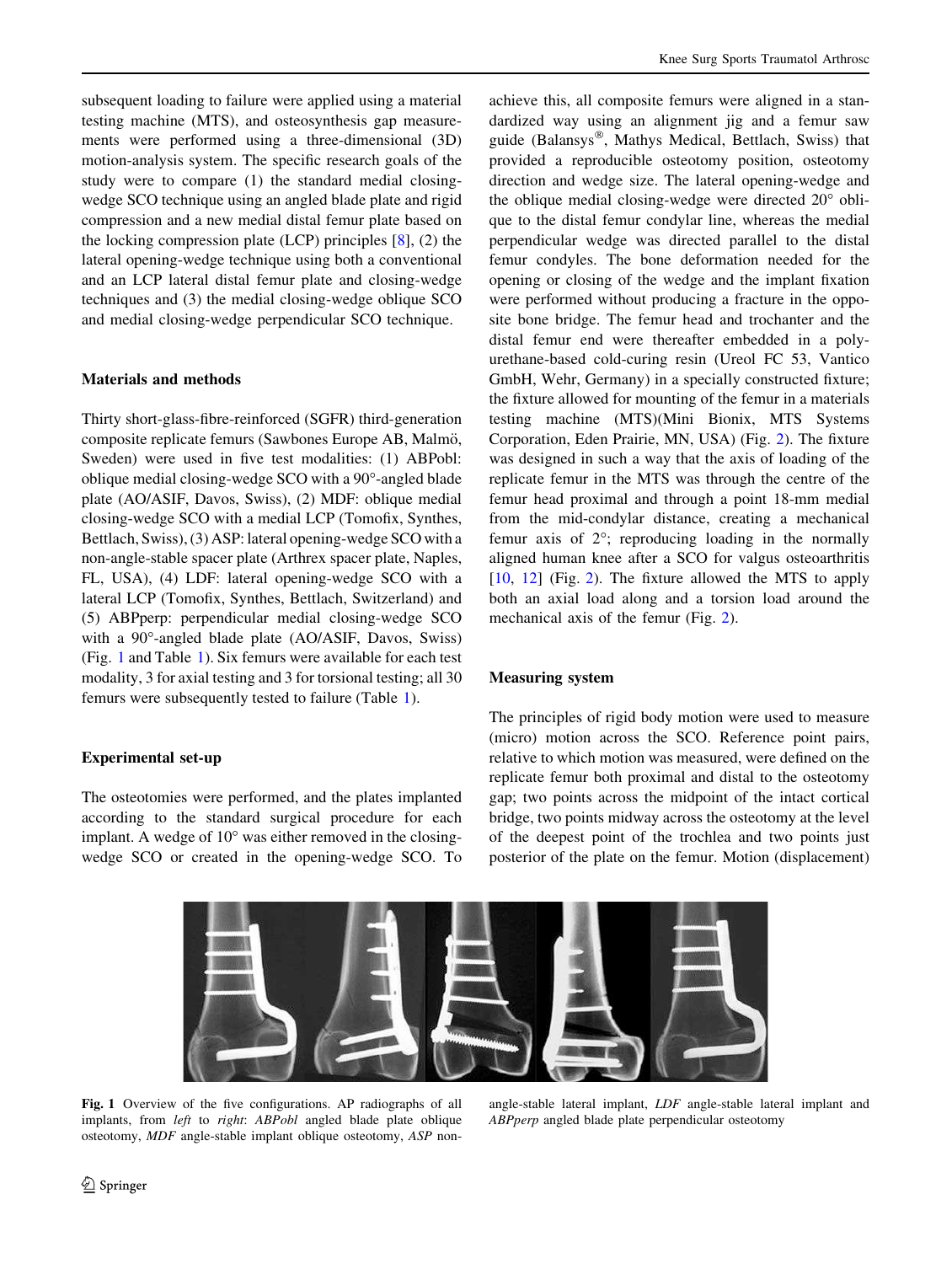subsequent loading to failure were applied using a material testing machine (MTS), and osteosynthesis gap measurements were performed using a three-dimensional (3D) motion-analysis system. The specific research goals of the study were to compare (1) the standard medial closing-wedge SCO technique using an angled blade plate and rigid compression and a new medial distal femur plate based on the locking compression plate (LCP) principles [8], (2) the lateral opening-wedge technique using both a conventional and an LCP lateral distal femur plate and closing-wedge techniques and (3) the medial closing-wedge oblique SCO and medial closing-wedge perpendicular SCO technique.

## Materials and methods

Thirty short-glass-fibre-reinforced (SGFR) third-generation composite replicate femurs (Sawbones Europe AB, Malmö, Sweden) were used in five test modalities: (1) ABPobl: oblique medial closing-wedge SCO with a 90°-angled blade plate (AO/ASIF, Davos, Swiss), (2) MDF: oblique medial closing-wedge SCO with a medial LCP (Tomofix, Synthes, Bettlach, Swiss), (3) ASP: lateral opening-wedge SCO with a non-angle-stable spacer plate (Arthrex spacer plate, Naples, FL, USA), (4) LDF: lateral opening-wedge SCO with a lateral LCP (Tomofix, Synthes, Bettlach, Switzerland) and (5) ABPperp: perpendicular medial closing-wedge SCO with a 90°-angled blade plate (AO/ASIF, Davos, Swiss) (Fig. 1 and Table 1). Six femurs were available for each test modality, 3 for axial testing and 3 for torsional testing; all 30 femurs were subsequently tested to failure (Table 1).

### Experimental set-up

The osteotomies were performed, and the plates implanted according to the standard surgical procedure for each implant. A wedge of 10° was either removed in the closing-wedge SCO or created in the opening-wedge SCO. To achieve this, all composite femurs were aligned in a standardized way using an alignment jig and a femur saw guide (Balansys®, Mathys Medical, Bettlach, Swiss) that provided a reproducible osteotomy position, osteotomy direction and wedge size. The lateral opening-wedge and the oblique medial closing-wedge were directed 20° oblique to the distal femur condylar line, whereas the medial perpendicular wedge was directed parallel to the distal femur condyles. The bone deformation needed for the opening or closing of the wedge and the implant fixation were performed without producing a fracture in the opposite bone bridge. The femur head and trochanter and the distal femur end were thereafter embedded in a polyurethane-based cold-curing resin (Ureol FC 53, Vantico GmbH, Wehr, Germany) in a specially constructed fixture; the fixture allowed for mounting of the femur in a materials testing machine (MTS)(Mini Bionix, MTS Systems Corporation, Eden Prairie, MN, USA) (Fig. 2). The fixture was designed in such a way that the axis of loading of the replicate femur in the MTS was through the centre of the femur head proximal and through a point 18-mm medial from the mid-condylar distance, creating a mechanical femur axis of 2°; reproducing loading in the normally aligned human knee after a SCO for valgus osteoarthritis [10, 12] (Fig. 2). The fixture allowed the MTS to apply both an axial load along and a torsion load around the mechanical axis of the femur (Fig. 2).

### Measuring system

The principles of rigid body motion were used to measure (micro) motion across the SCO. Reference point pairs, relative to which motion was measured, were defined on the replicate femur both proximal and distal to the osteotomy gap; two points across the midpoint of the intact cortical bridge, two points midway across the osteotomy at the level of the deepest point of the trochlea and two points just posterior of the plate on the femur. Motion (displacement)

**Fig. 1** Overview of the five configurations. AP radiographs of all implants, from *left* to *right*: *ABPobl* angled blade plate oblique osteotomy, *MDF* angle-stable implant oblique osteotomy, *ASP* non-angle-stable lateral implant, *LDF* angle-stable lateral implant and *ABPperp* angled blade plate perpendicular osteotomy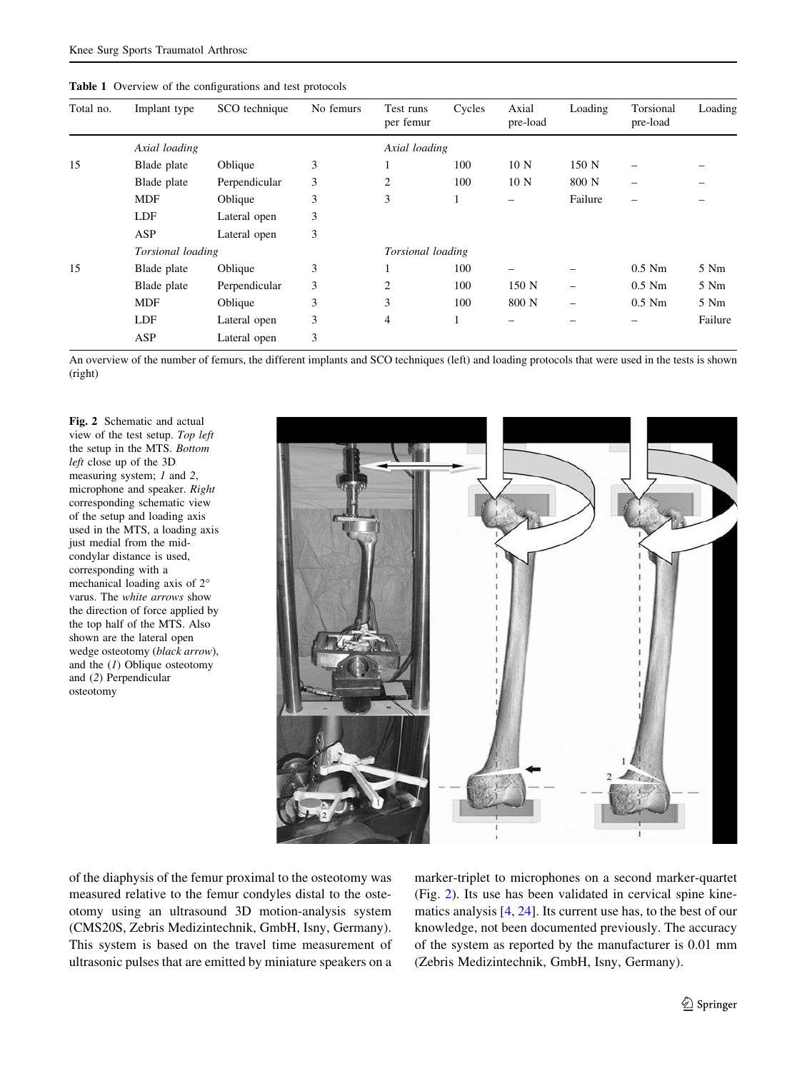**Table 1** Overview of the configurations and test protocols

| Total no. | Implant type | SCO technique | No femurs | Test runs per femur | Cycles | Axial pre-load | Loading | Torsional pre-load | Loading |
|---|---|---|---|---|---|---|---|---|---|
| | *Axial loading* | | | *Axial loading* | | | | | |
| 15 | Blade plate | Oblique | 3 | 1 | 100 | 10 N | 150 N | – | – |
| | Blade plate | Perpendicular | 3 | 2 | 100 | 10 N | 800 N | – | – |
| | MDF | Oblique | 3 | 3 | 1 | – | Failure | – | – |
| | LDF | Lateral open | 3 | | | | | | |
| | ASP | Lateral open | 3 | | | | | | |
| | *Torsional loading* | | | *Torsional loading* | | | | | |
| 15 | Blade plate | Oblique | 3 | 1 | 100 | – | – | 0.5 Nm | 5 Nm |
| | Blade plate | Perpendicular | 3 | 2 | 100 | 150 N | – | 0.5 Nm | 5 Nm |
| | MDF | Oblique | 3 | 3 | 100 | 800 N | – | 0.5 Nm | 5 Nm |
| | LDF | Lateral open | 3 | 4 | 1 | – | – | – | Failure |
| | ASP | Lateral open | 3 | | | | | | |

An overview of the number of femurs, the different implants and SCO techniques (left) and loading protocols that were used in the tests is shown (right)

**Fig. 2** Schematic and actual view of the test setup. *Top left* the setup in the MTS. *Bottom left* close up of the 3D measuring system; *1* and *2*, microphone and speaker. *Right* corresponding schematic view of the setup and loading axis used in the MTS, a loading axis just medial from the mid-condylar distance is used, corresponding with a mechanical loading axis of 2° varus. The *white arrows* show the direction of force applied by the top half of the MTS. Also shown are the lateral open wedge osteotomy (*black arrow*), and the (*1*) Oblique osteotomy and (*2*) Perpendicular osteotomy

of the diaphysis of the femur proximal to the osteotomy was measured relative to the femur condyles distal to the osteotomy using an ultrasound 3D motion-analysis system (CMS20S, Zebris Medizintechnik, GmbH, Isny, Germany). This system is based on the travel time measurement of ultrasonic pulses that are emitted by miniature speakers on a marker-triplet to microphones on a second marker-quartet (Fig. 2). Its use has been validated in cervical spine kinematics analysis [4, 24]. Its current use has, to the best of our knowledge, not been documented previously. The accuracy of the system as reported by the manufacturer is 0.01 mm (Zebris Medizintechnik, GmbH, Isny, Germany).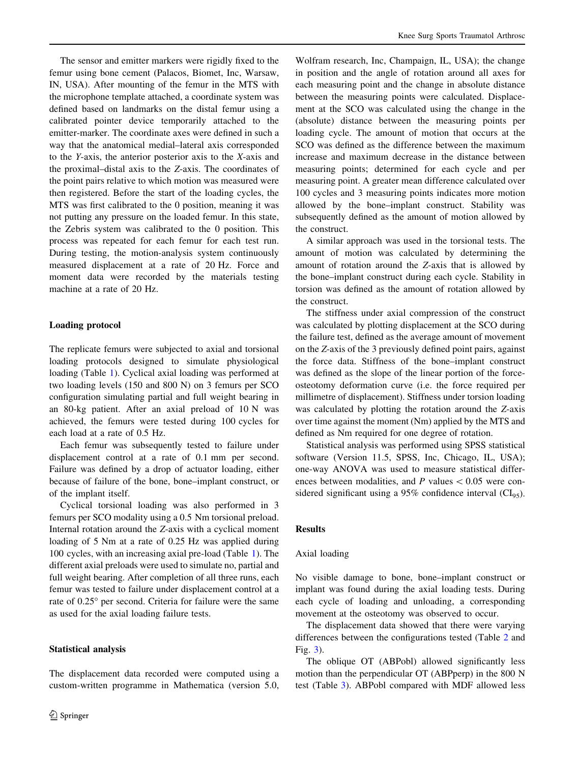The sensor and emitter markers were rigidly fixed to the femur using bone cement (Palacos, Biomet, Inc, Warsaw, IN, USA). After mounting of the femur in the MTS with the microphone template attached, a coordinate system was defined based on landmarks on the distal femur using a calibrated pointer device temporarily attached to the emitter-marker. The coordinate axes were defined in such a way that the anatomical medial–lateral axis corresponded to the *Y*-axis, the anterior posterior axis to the *X*-axis and the proximal–distal axis to the *Z*-axis. The coordinates of the point pairs relative to which motion was measured were then registered. Before the start of the loading cycles, the MTS was first calibrated to the 0 position, meaning it was not putting any pressure on the loaded femur. In this state, the Zebris system was calibrated to the 0 position. This process was repeated for each femur for each test run. During testing, the motion-analysis system continuously measured displacement at a rate of 20 Hz. Force and moment data were recorded by the materials testing machine at a rate of 20 Hz.

### Loading protocol

The replicate femurs were subjected to axial and torsional loading protocols designed to simulate physiological loading (Table 1). Cyclical axial loading was performed at two loading levels (150 and 800 N) on 3 femurs per SCO configuration simulating partial and full weight bearing in an 80-kg patient. After an axial preload of 10 N was achieved, the femurs were tested during 100 cycles for each load at a rate of 0.5 Hz.

Each femur was subsequently tested to failure under displacement control at a rate of 0.1 mm per second. Failure was defined by a drop of actuator loading, either because of failure of the bone, bone–implant construct, or of the implant itself.

Cyclical torsional loading was also performed in 3 femurs per SCO modality using a 0.5 Nm torsional preload. Internal rotation around the *Z*-axis with a cyclical moment loading of 5 Nm at a rate of 0.25 Hz was applied during 100 cycles, with an increasing axial pre-load (Table 1). The different axial preloads were used to simulate no, partial and full weight bearing. After completion of all three runs, each femur was tested to failure under displacement control at a rate of 0.25° per second. Criteria for failure were the same as used for the axial loading failure tests.

### Statistical analysis

The displacement data recorded were computed using a custom-written programme in Mathematica (version 5.0, Wolfram research, Inc, Champaign, IL, USA); the change in position and the angle of rotation around all axes for each measuring point and the change in absolute distance between the measuring points were calculated. Displacement at the SCO was calculated using the change in the (absolute) distance between the measuring points per loading cycle. The amount of motion that occurs at the SCO was defined as the difference between the maximum increase and maximum decrease in the distance between measuring points; determined for each cycle and per measuring point. A greater mean difference calculated over 100 cycles and 3 measuring points indicates more motion allowed by the bone–implant construct. Stability was subsequently defined as the amount of motion allowed by the construct.

A similar approach was used in the torsional tests. The amount of motion was calculated by determining the amount of rotation around the *Z*-axis that is allowed by the bone–implant construct during each cycle. Stability in torsion was defined as the amount of rotation allowed by the construct.

The stiffness under axial compression of the construct was calculated by plotting displacement at the SCO during the failure test, defined as the average amount of movement on the *Z*-axis of the 3 previously defined point pairs, against the force data. Stiffness of the bone–implant construct was defined as the slope of the linear portion of the force-osteotomy deformation curve (i.e. the force required per millimetre of displacement). Stiffness under torsion loading was calculated by plotting the rotation around the *Z*-axis over time against the moment (Nm) applied by the MTS and defined as Nm required for one degree of rotation.

Statistical analysis was performed using SPSS statistical software (Version 11.5, SPSS, Inc, Chicago, IL, USA); one-way ANOVA was used to measure statistical differences between modalities, and $P$ values $< 0.05$ were considered significant using a 95% confidence interval ($CI_{95}$).

## Results

### Axial loading

No visible damage to bone, bone–implant construct or implant was found during the axial loading tests. During each cycle of loading and unloading, a corresponding movement at the osteotomy was observed to occur.

The displacement data showed that there were varying differences between the configurations tested (Table 2 and Fig. 3).

The oblique OT (ABPobl) allowed significantly less motion than the perpendicular OT (ABPperp) in the 800 N test (Table 3). ABPobl compared with MDF allowed less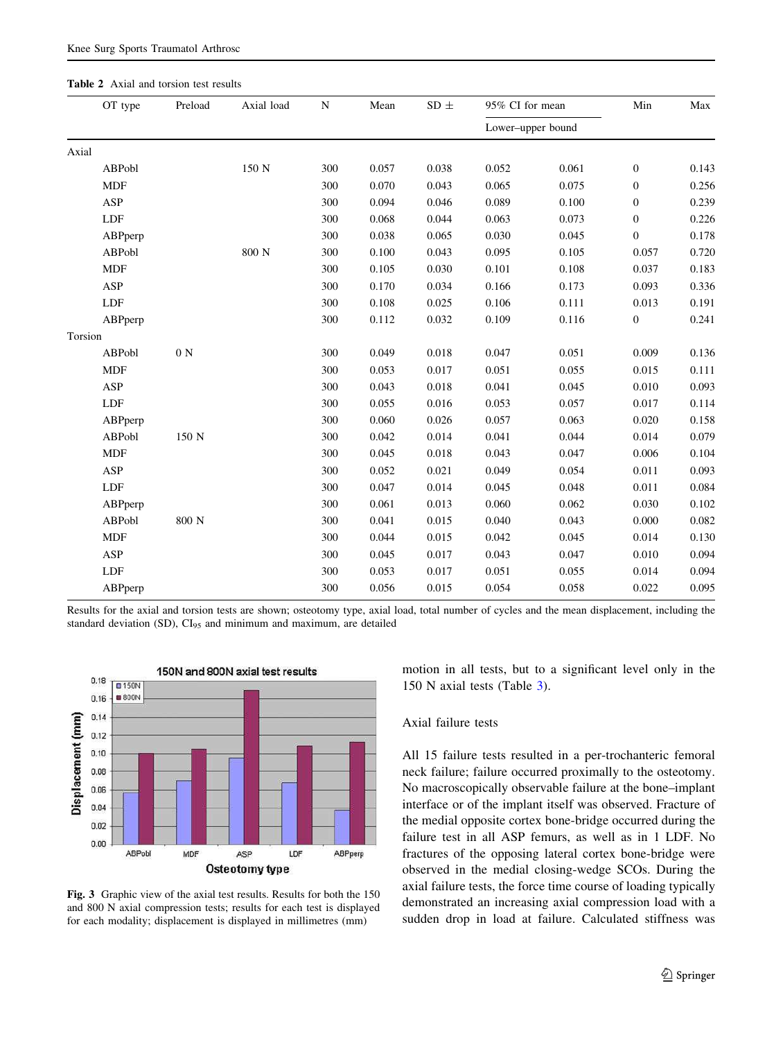**Table 2** Axial and torsion test results

| | OT type | Preload | Axial load | N | Mean | SD ± | 95% CI for mean | | Min | Max |
|---|---|---|---|---|---|---|---|---|---|---|
| | | | | | | | Lower–upper bound | | | |
| Axial | | | | | | | | | | |
| | ABPobl | | 150 N | 300 | 0.057 | 0.038 | 0.052 | 0.061 | 0 | 0.143 |
| | MDF | | | 300 | 0.070 | 0.043 | 0.065 | 0.075 | 0 | 0.256 |
| | ASP | | | 300 | 0.094 | 0.046 | 0.089 | 0.100 | 0 | 0.239 |
| | LDF | | | 300 | 0.068 | 0.044 | 0.063 | 0.073 | 0 | 0.226 |
| | ABPperp | | | 300 | 0.038 | 0.065 | 0.030 | 0.045 | 0 | 0.178 |
| | ABPobl | | 800 N | 300 | 0.100 | 0.043 | 0.095 | 0.105 | 0.057 | 0.720 |
| | MDF | | | 300 | 0.105 | 0.030 | 0.101 | 0.108 | 0.037 | 0.183 |
| | ASP | | | 300 | 0.170 | 0.034 | 0.166 | 0.173 | 0.093 | 0.336 |
| | LDF | | | 300 | 0.108 | 0.025 | 0.106 | 0.111 | 0.013 | 0.191 |
| | ABPperp | | | 300 | 0.112 | 0.032 | 0.109 | 0.116 | 0 | 0.241 |
| Torsion | | | | | | | | | | |
| | ABPobl | 0 N | | 300 | 0.049 | 0.018 | 0.047 | 0.051 | 0.009 | 0.136 |
| | MDF | | | 300 | 0.053 | 0.017 | 0.051 | 0.055 | 0.015 | 0.111 |
| | ASP | | | 300 | 0.043 | 0.018 | 0.041 | 0.045 | 0.010 | 0.093 |
| | LDF | | | 300 | 0.055 | 0.016 | 0.053 | 0.057 | 0.017 | 0.114 |
| | ABPperp | | | 300 | 0.060 | 0.026 | 0.057 | 0.063 | 0.020 | 0.158 |
| | ABPobl | 150 N | | 300 | 0.042 | 0.014 | 0.041 | 0.044 | 0.014 | 0.079 |
| | MDF | | | 300 | 0.045 | 0.018 | 0.043 | 0.047 | 0.006 | 0.104 |
| | ASP | | | 300 | 0.052 | 0.021 | 0.049 | 0.054 | 0.011 | 0.093 |
| | LDF | | | 300 | 0.047 | 0.014 | 0.045 | 0.048 | 0.011 | 0.084 |
| | ABPperp | | | 300 | 0.061 | 0.013 | 0.060 | 0.062 | 0.030 | 0.102 |
| | ABPobl | 800 N | | 300 | 0.041 | 0.015 | 0.040 | 0.043 | 0.000 | 0.082 |
| | MDF | | | 300 | 0.044 | 0.015 | 0.042 | 0.045 | 0.014 | 0.130 |
| | ASP | | | 300 | 0.045 | 0.017 | 0.043 | 0.047 | 0.010 | 0.094 |
| | LDF | | | 300 | 0.053 | 0.017 | 0.051 | 0.055 | 0.014 | 0.094 |
| | ABPperp | | | 300 | 0.056 | 0.015 | 0.054 | 0.058 | 0.022 | 0.095 |

Results for the axial and torsion tests are shown; osteotomy type, axial load, total number of cycles and the mean displacement, including the standard deviation (SD), $CI_{95}$ and minimum and maximum, are detailed

**Fig. 3** Graphic view of the axial test results. Results for both the 150 and 800 N axial compression tests; results for each test is displayed for each modality; displacement is displayed in millimetres (mm)

motion in all tests, but to a significant level only in the 150 N axial tests (Table 3).

### Axial failure tests

All 15 failure tests resulted in a per-trochanteric femoral neck failure; failure occurred proximally to the osteotomy. No macroscopically observable failure at the bone–implant interface or of the implant itself was observed. Fracture of the medial opposite cortex bone-bridge occurred during the failure test in all ASP femurs, as well as in 1 LDF. No fractures of the opposing lateral cortex bone-bridge were observed in the medial closing-wedge SCOs. During the axial failure tests, the force time course of loading typically demonstrated an increasing axial compression load with a sudden drop in load at failure. Calculated stiffness was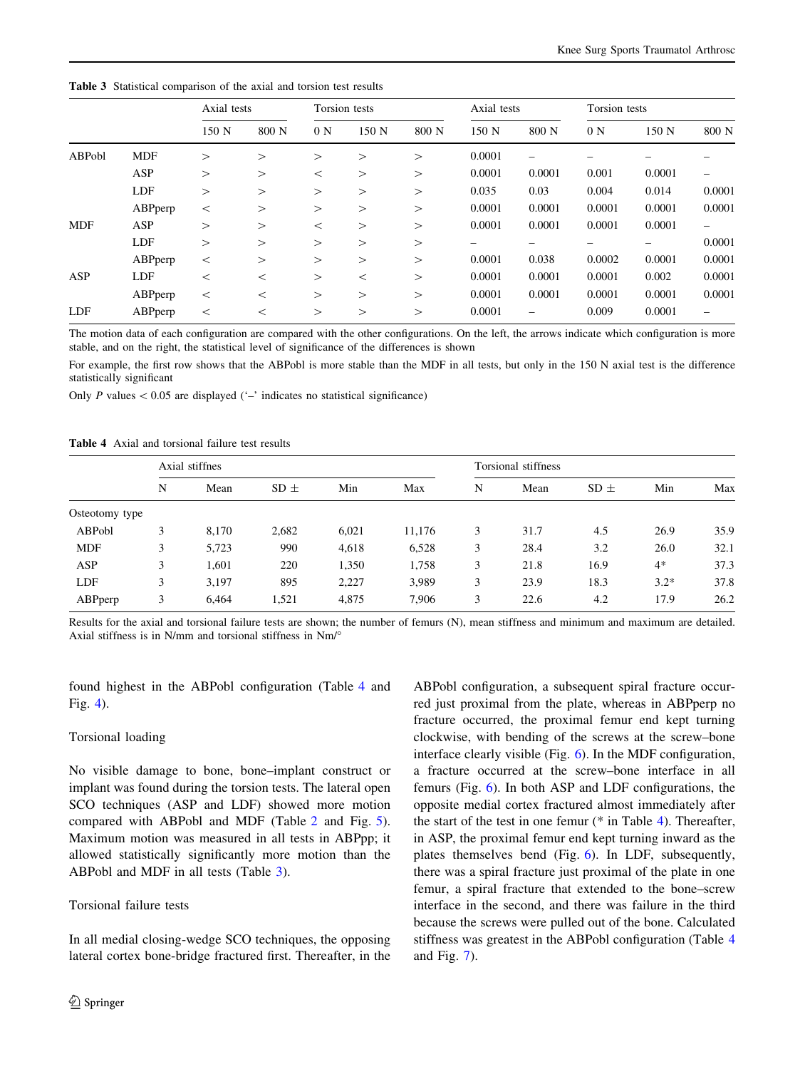**Table 3** Statistical comparison of the axial and torsion test results

| | | Axial tests | | Torsion tests | | | Axial tests | | Torsion tests | | |
|---|---|---|---|---|---|---|---|---|---|---|---|
| | | 150 N | 800 N | 0 N | 150 N | 800 N | 150 N | 800 N | 0 N | 150 N | 800 N |
| ABPobl | MDF | > | > | > | > | > | 0.0001 | – | – | – | – |
| | ASP | > | > | < | > | > | 0.0001 | 0.0001 | 0.001 | 0.0001 | – |
| | LDF | > | > | > | > | > | 0.035 | 0.03 | 0.004 | 0.014 | 0.0001 |
| | ABPperp | < | > | > | > | > | 0.0001 | 0.0001 | 0.0001 | 0.0001 | 0.0001 |
| MDF | ASP | > | > | < | > | > | 0.0001 | 0.0001 | 0.0001 | 0.0001 | – |
| | LDF | > | > | > | > | > | – | – | – | – | 0.0001 |
| | ABPperp | < | > | > | > | > | 0.0001 | 0.038 | 0.0002 | 0.0001 | 0.0001 |
| ASP | LDF | < | < | > | < | > | 0.0001 | 0.0001 | 0.0001 | 0.002 | 0.0001 |
| | ABPperp | < | < | > | > | > | 0.0001 | 0.0001 | 0.0001 | 0.0001 | 0.0001 |
| LDF | ABPperp | < | < | > | > | > | 0.0001 | – | 0.009 | 0.0001 | – |

The motion data of each configuration are compared with the other configurations. On the left, the arrows indicate which configuration is more stable, and on the right, the statistical level of significance of the differences is shown

For example, the first row shows that the ABPobl is more stable than the MDF in all tests, but only in the 150 N axial test is the difference statistically significant

Only $P$ values $< 0.05$ are displayed ('–' indicates no statistical significance)

**Table 4** Axial and torsional failure test results

| | Axial stiffnes | | | | | Torsional stiffness | | | | |
|---|---|---|---|---|---|---|---|---|---|---|
| | N | Mean | SD ± | Min | Max | N | Mean | SD ± | Min | Max |
| Osteotomy type | | | | | | | | | | |
| ABPobl | 3 | 8,170 | 2,682 | 6,021 | 11,176 | 3 | 31.7 | 4.5 | 26.9 | 35.9 |
| MDF | 3 | 5,723 | 990 | 4,618 | 6,528 | 3 | 28.4 | 3.2 | 26.0 | 32.1 |
| ASP | 3 | 1,601 | 220 | 1,350 | 1,758 | 3 | 21.8 | 16.9 | 4* | 37.3 |
| LDF | 3 | 3,197 | 895 | 2,227 | 3,989 | 3 | 23.9 | 18.3 | 3.2* | 37.8 |
| ABPperp | 3 | 6,464 | 1,521 | 4,875 | 7,906 | 3 | 22.6 | 4.2 | 17.9 | 26.2 |

Results for the axial and torsional failure tests are shown; the number of femurs (N), mean stiffness and minimum and maximum are detailed. Axial stiffness is in N/mm and torsional stiffness in Nm/°

found highest in the ABPobl configuration (Table 4 and Fig. 4).

### Torsional loading

No visible damage to bone, bone–implant construct or implant was found during the torsion tests. The lateral open SCO techniques (ASP and LDF) showed more motion compared with ABPobl and MDF (Table 2 and Fig. 5). Maximum motion was measured in all tests in ABPpp; it allowed statistically significantly more motion than the ABPobl and MDF in all tests (Table 3).

### Torsional failure tests

In all medial closing-wedge SCO techniques, the opposing lateral cortex bone-bridge fractured first. Thereafter, in the ABPobl configuration, a subsequent spiral fracture occurred just proximal from the plate, whereas in ABPperp no fracture occurred, the proximal femur end kept turning clockwise, with bending of the screws at the screw–bone interface clearly visible (Fig. 6). In the MDF configuration, a fracture occurred at the screw–bone interface in all femurs (Fig. 6). In both ASP and LDF configurations, the opposite medial cortex fractured almost immediately after the start of the test in one femur (* in Table 4). Thereafter, in ASP, the proximal femur end kept turning inward as the plates themselves bend (Fig. 6). In LDF, subsequently, there was a spiral fracture just proximal of the plate in one femur, a spiral fracture that extended to the bone–screw interface in the second, and there was failure in the third because the screws were pulled out of the bone. Calculated stiffness was greatest in the ABPobl configuration (Table 4 and Fig. 7).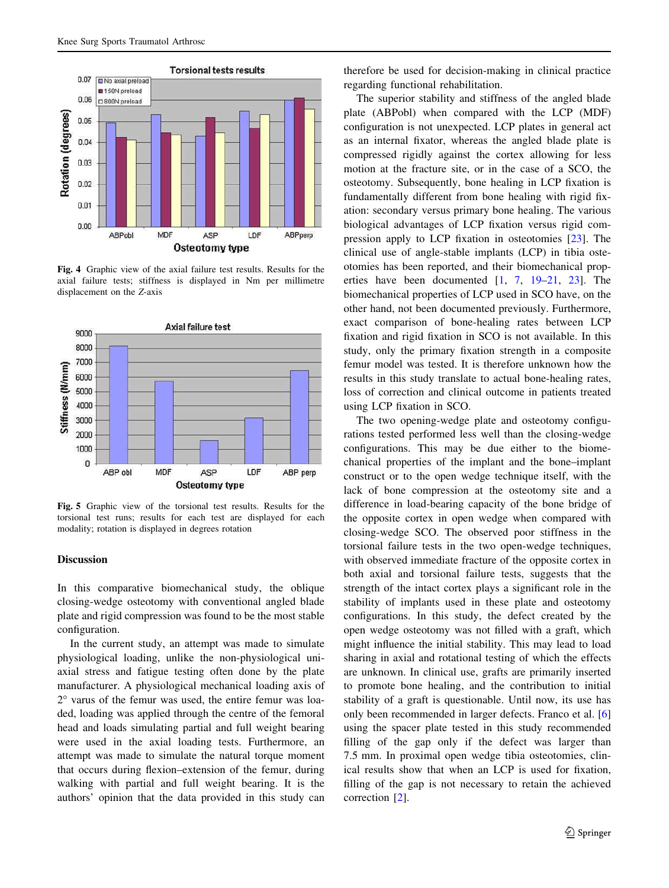Torsional tests results

No axial preload
150N preload
800N preload

Rotation (degrees)

0.07
0.06
0.05
0.04
0.03
0.02
0.01
0.00

ABPobl MDF ASP LDF ABPperp

Osteotomy type

**Fig. 4** Graphic view of the axial failure test results. Results for the axial failure tests; stiffness is displayed in Nm per millimetre displacement on the *Z*-axis

Axial failure test

Stiffness (N/mm)

9000
8000
7000
6000
5000
4000
3000
2000
1000
0

ABP obl MDF ASP LDF ABP perp

Osteotomy type

**Fig. 5** Graphic view of the torsional test results. Results for the torsional test runs; results for each test are displayed for each modality; rotation is displayed in degrees rotation

## Discussion

In this comparative biomechanical study, the oblique closing-wedge osteotomy with conventional angled blade plate and rigid compression was found to be the most stable configuration.

In the current study, an attempt was made to simulate physiological loading, unlike the non-physiological uni-axial stress and fatigue testing often done by the plate manufacturer. A physiological mechanical loading axis of 2° varus of the femur was used, the entire femur was loaded, loading was applied through the centre of the femoral head and loads simulating partial and full weight bearing were used in the axial loading tests. Furthermore, an attempt was made to simulate the natural torque moment that occurs during flexion–extension of the femur, during walking with partial and full weight bearing. It is the authors' opinion that the data provided in this study can therefore be used for decision-making in clinical practice regarding functional rehabilitation.

The superior stability and stiffness of the angled blade plate (ABPobl) when compared with the LCP (MDF) configuration is not unexpected. LCP plates in general act as an internal fixator, whereas the angled blade plate is compressed rigidly against the cortex allowing for less motion at the fracture site, or in the case of a SCO, the osteotomy. Subsequently, bone healing in LCP fixation is fundamentally different from bone healing with rigid fixation: secondary versus primary bone healing. The various biological advantages of LCP fixation versus rigid compression apply to LCP fixation in osteotomies [23]. The clinical use of angle-stable implants (LCP) in tibia osteotomies has been reported, and their biomechanical properties have been documented [1, 7, 19–21, 23]. The biomechanical properties of LCP used in SCO have, on the other hand, not been documented previously. Furthermore, exact comparison of bone-healing rates between LCP fixation and rigid fixation in SCO is not available. In this study, only the primary fixation strength in a composite femur model was tested. It is therefore unknown how the results in this study translate to actual bone-healing rates, loss of correction and clinical outcome in patients treated using LCP fixation in SCO.

The two opening-wedge plate and osteotomy configurations tested performed less well than the closing-wedge configurations. This may be due either to the biomechanical properties of the implant and the bone–implant construct or to the open wedge technique itself, with the lack of bone compression at the osteotomy site and a difference in load-bearing capacity of the bone bridge of the opposite cortex in open wedge when compared with closing-wedge SCO. The observed poor stiffness in the torsional failure tests in the two open-wedge techniques, with observed immediate fracture of the opposite cortex in both axial and torsional failure tests, suggests that the strength of the intact cortex plays a significant role in the stability of implants used in these plate and osteotomy configurations. In this study, the defect created by the open wedge osteotomy was not filled with a graft, which might influence the initial stability. This may lead to load sharing in axial and rotational testing of which the effects are unknown. In clinical use, grafts are primarily inserted to promote bone healing, and the contribution to initial stability of a graft is questionable. Until now, its use has only been recommended in larger defects. Franco et al. [6] using the spacer plate tested in this study recommended filling of the gap only if the defect was larger than 7.5 mm. In proximal open wedge tibia osteotomies, clinical results show that when an LCP is used for fixation, filling of the gap is not necessary to retain the achieved correction [2].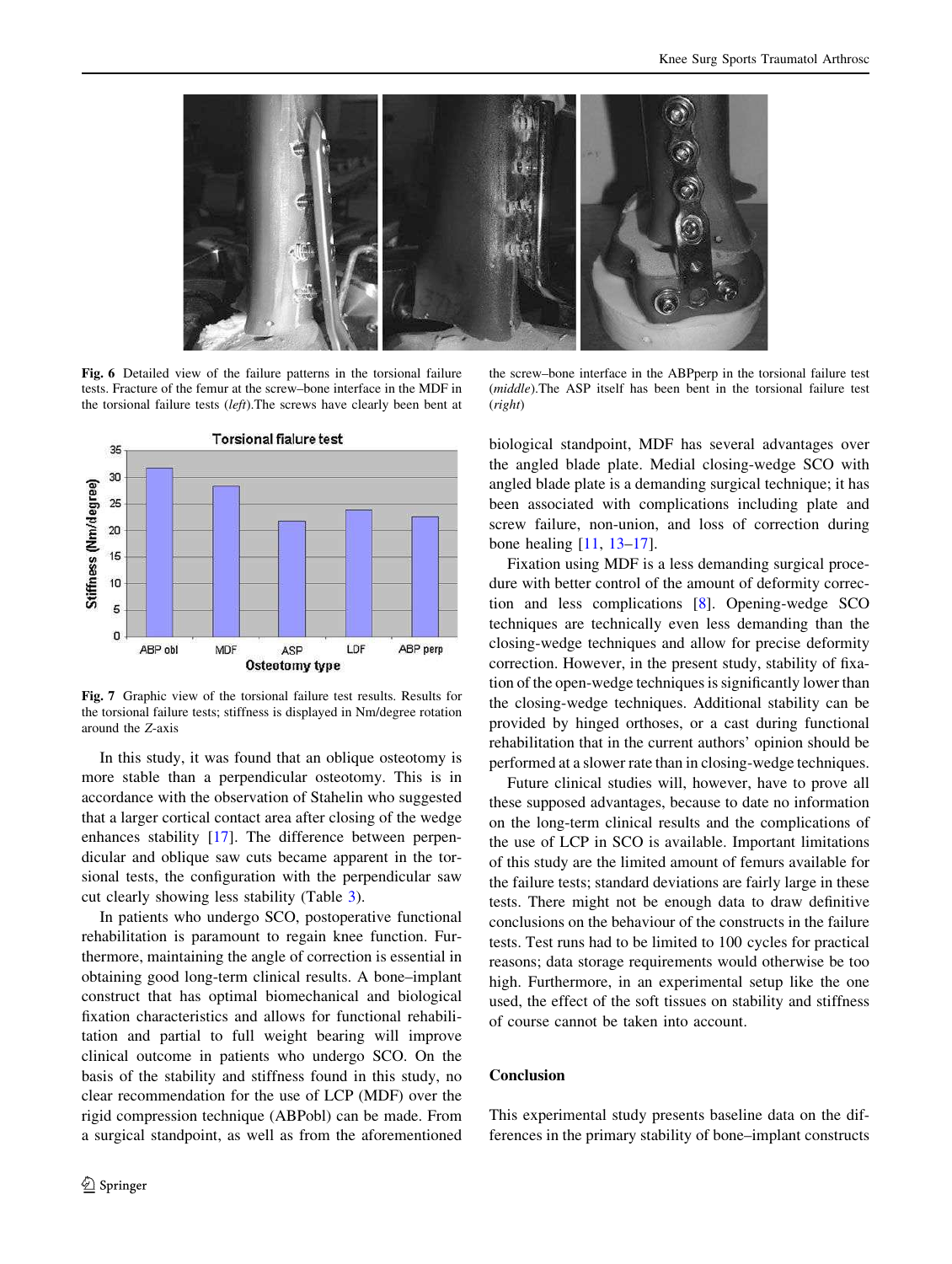**Fig. 6** Detailed view of the failure patterns in the torsional failure tests. Fracture of the femur at the screw–bone interface in the MDF in the torsional failure tests (*left*).The screws have clearly been bent at the screw–bone interface in the ABPperp in the torsional failure test (*middle*).The ASP itself has been bent in the torsional failure test (*right*)

Torsional fialure test

Stiffness (Nm/degree)

0
5
10
15
20
25
30
35

ABP obl
MDF
ASP
LDF
ABP perp

Osteotomy type

**Fig. 7** Graphic view of the torsional failure test results. Results for the torsional failure tests; stiffness is displayed in Nm/degree rotation around the *Z*-axis

In this study, it was found that an oblique osteotomy is more stable than a perpendicular osteotomy. This is in accordance with the observation of Stahelin who suggested that a larger cortical contact area after closing of the wedge enhances stability [17]. The difference between perpendicular and oblique saw cuts became apparent in the torsional tests, the configuration with the perpendicular saw cut clearly showing less stability (Table 3).

In patients who undergo SCO, postoperative functional rehabilitation is paramount to regain knee function. Furthermore, maintaining the angle of correction is essential in obtaining good long-term clinical results. A bone–implant construct that has optimal biomechanical and biological fixation characteristics and allows for functional rehabilitation and partial to full weight bearing will improve clinical outcome in patients who undergo SCO. On the basis of the stability and stiffness found in this study, no clear recommendation for the use of LCP (MDF) over the rigid compression technique (ABPobl) can be made. From a surgical standpoint, as well as from the aforementioned biological standpoint, MDF has several advantages over the angled blade plate. Medial closing-wedge SCO with angled blade plate is a demanding surgical technique; it has been associated with complications including plate and screw failure, non-union, and loss of correction during bone healing [11, 13–17].

Fixation using MDF is a less demanding surgical procedure with better control of the amount of deformity correction and less complications [8]. Opening-wedge SCO techniques are technically even less demanding than the closing-wedge techniques and allow for precise deformity correction. However, in the present study, stability of fixation of the open-wedge techniques is significantly lower than the closing-wedge techniques. Additional stability can be provided by hinged orthoses, or a cast during functional rehabilitation that in the current authors' opinion should be performed at a slower rate than in closing-wedge techniques.

Future clinical studies will, however, have to prove all these supposed advantages, because to date no information on the long-term clinical results and the complications of the use of LCP in SCO is available. Important limitations of this study are the limited amount of femurs available for the failure tests; standard deviations are fairly large in these tests. There might not be enough data to draw definitive conclusions on the behaviour of the constructs in the failure tests. Test runs had to be limited to 100 cycles for practical reasons; data storage requirements would otherwise be too high. Furthermore, in an experimental setup like the one used, the effect of the soft tissues on stability and stiffness of course cannot be taken into account.

## Conclusion

This experimental study presents baseline data on the differences in the primary stability of bone–implant constructs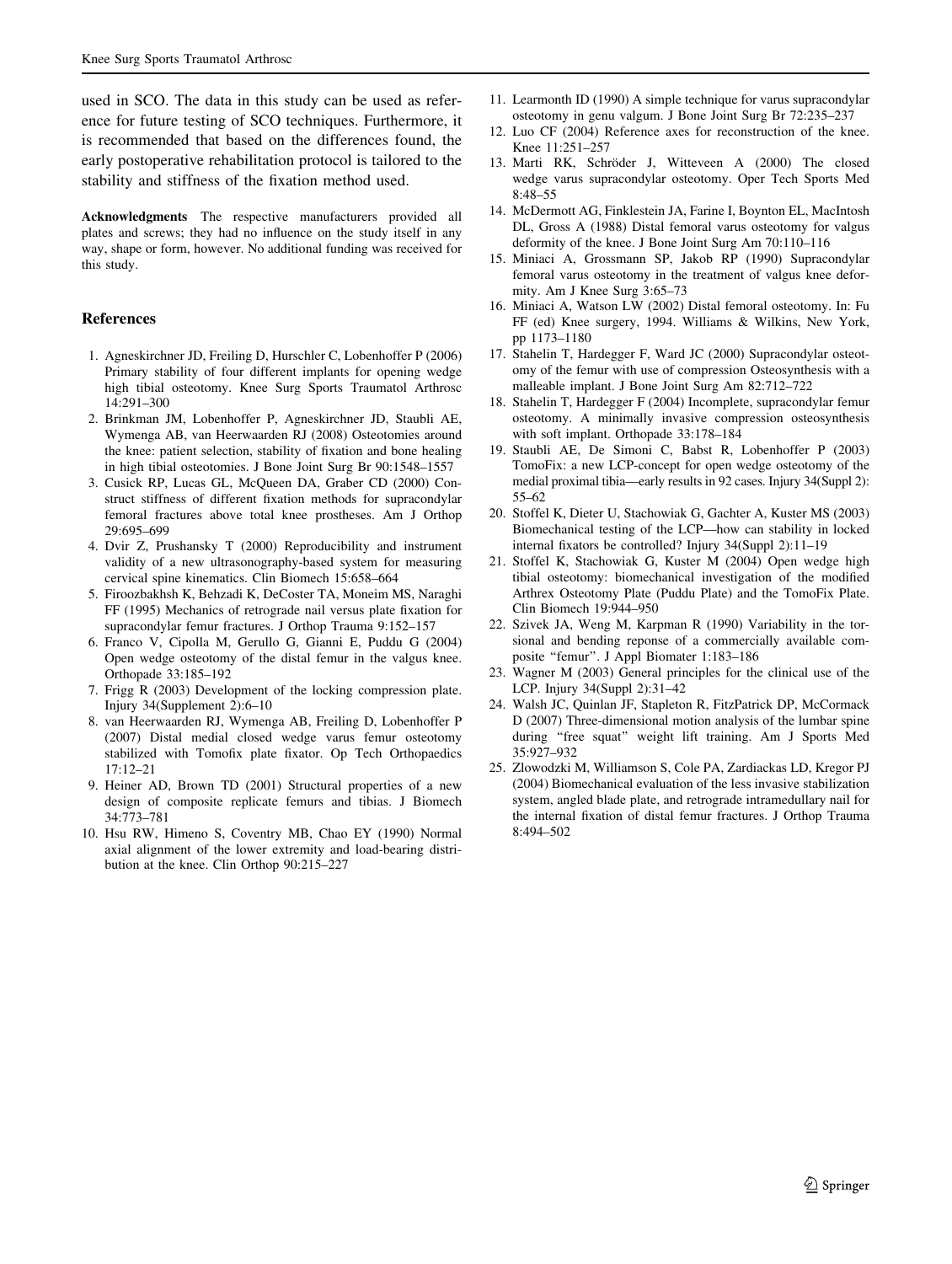used in SCO. The data in this study can be used as reference for future testing of SCO techniques. Furthermore, it is recommended that based on the differences found, the early postoperative rehabilitation protocol is tailored to the stability and stiffness of the fixation method used.

**Acknowledgments** The respective manufacturers provided all plates and screws; they had no influence on the study itself in any way, shape or form, however. No additional funding was received for this study.

## References

1. Agneskirchner JD, Freiling D, Hurschler C, Lobenhoffer P (2006) Primary stability of four different implants for opening wedge high tibial osteotomy. Knee Surg Sports Traumatol Arthrosc 14:291–300
2. Brinkman JM, Lobenhoffer P, Agneskirchner JD, Staubli AE, Wymenga AB, van Heerwaarden RJ (2008) Osteotomies around the knee: patient selection, stability of fixation and bone healing in high tibial osteotomies. J Bone Joint Surg Br 90:1548–1557
3. Cusick RP, Lucas GL, McQueen DA, Graber CD (2000) Construct stiffness of different fixation methods for supracondylar femoral fractures above total knee prostheses. Am J Orthop 29:695–699
4. Dvir Z, Prushansky T (2000) Reproducibility and instrument validity of a new ultrasonography-based system for measuring cervical spine kinematics. Clin Biomech 15:658–664
5. Firoozbakhsh K, Behzadi K, DeCoster TA, Moneim MS, Naraghi FF (1995) Mechanics of retrograde nail versus plate fixation for supracondylar femur fractures. J Orthop Trauma 9:152–157
6. Franco V, Cipolla M, Gerullo G, Gianni E, Puddu G (2004) Open wedge osteotomy of the distal femur in the valgus knee. Orthopade 33:185–192
7. Frigg R (2003) Development of the locking compression plate. Injury 34(Supplement 2):6–10
8. van Heerwaarden RJ, Wymenga AB, Freiling D, Lobenhoffer P (2007) Distal medial closed wedge varus femur osteotomy stabilized with Tomofix plate fixator. Op Tech Orthopaedics 17:12–21
9. Heiner AD, Brown TD (2001) Structural properties of a new design of composite replicate femurs and tibias. J Biomech 34:773–781
10. Hsu RW, Himeno S, Coventry MB, Chao EY (1990) Normal axial alignment of the lower extremity and load-bearing distribution at the knee. Clin Orthop 90:215–227
11. Learmonth ID (1990) A simple technique for varus supracondylar osteotomy in genu valgum. J Bone Joint Surg Br 72:235–237
12. Luo CF (2004) Reference axes for reconstruction of the knee. Knee 11:251–257
13. Marti RK, Schröder J, Witteveen A (2000) The closed wedge varus supracondylar osteotomy. Oper Tech Sports Med 8:48–55
14. McDermott AG, Finklestein JA, Farine I, Boynton EL, MacIntosh DL, Gross A (1988) Distal femoral varus osteotomy for valgus deformity of the knee. J Bone Joint Surg Am 70:110–116
15. Miniaci A, Grossmann SP, Jakob RP (1990) Supracondylar femoral varus osteotomy in the treatment of valgus knee deformity. Am J Knee Surg 3:65–73
16. Miniaci A, Watson LW (2002) Distal femoral osteotomy. In: Fu FF (ed) Knee surgery, 1994. Williams & Wilkins, New York, pp 1173–1180
17. Stahelin T, Hardegger F, Ward JC (2000) Supracondylar osteotomy of the femur with use of compression Osteosynthesis with a malleable implant. J Bone Joint Surg Am 82:712–722
18. Stahelin T, Hardegger F (2004) Incomplete, supracondylar femur osteotomy. A minimally invasive compression osteosynthesis with soft implant. Orthopade 33:178–184
19. Staubli AE, De Simoni C, Babst R, Lobenhoffer P (2003) TomoFix: a new LCP-concept for open wedge osteotomy of the medial proximal tibia—early results in 92 cases. Injury 34(Suppl 2): 55–62
20. Stoffel K, Dieter U, Stachowiak G, Gachter A, Kuster MS (2003) Biomechanical testing of the LCP—how can stability in locked internal fixators be controlled? Injury 34(Suppl 2):11–19
21. Stoffel K, Stachowiak G, Kuster M (2004) Open wedge high tibial osteotomy: biomechanical investigation of the modified Arthrex Osteotomy Plate (Puddu Plate) and the TomoFix Plate. Clin Biomech 19:944–950
22. Szivek JA, Weng M, Karpman R (1990) Variability in the torsional and bending reponse of a commercially available composite "femur". J Appl Biomater 1:183–186
23. Wagner M (2003) General principles for the clinical use of the LCP. Injury 34(Suppl 2):31–42
24. Walsh JC, Quinlan JF, Stapleton R, FitzPatrick DP, McCormack D (2007) Three-dimensional motion analysis of the lumbar spine during "free squat" weight lift training. Am J Sports Med 35:927–932
25. Zlowodzki M, Williamson S, Cole PA, Zardiackas LD, Kregor PJ (2004) Biomechanical evaluation of the less invasive stabilization system, angled blade plate, and retrograde intramedullary nail for the internal fixation of distal femur fractures. J Orthop Trauma 8:494–502